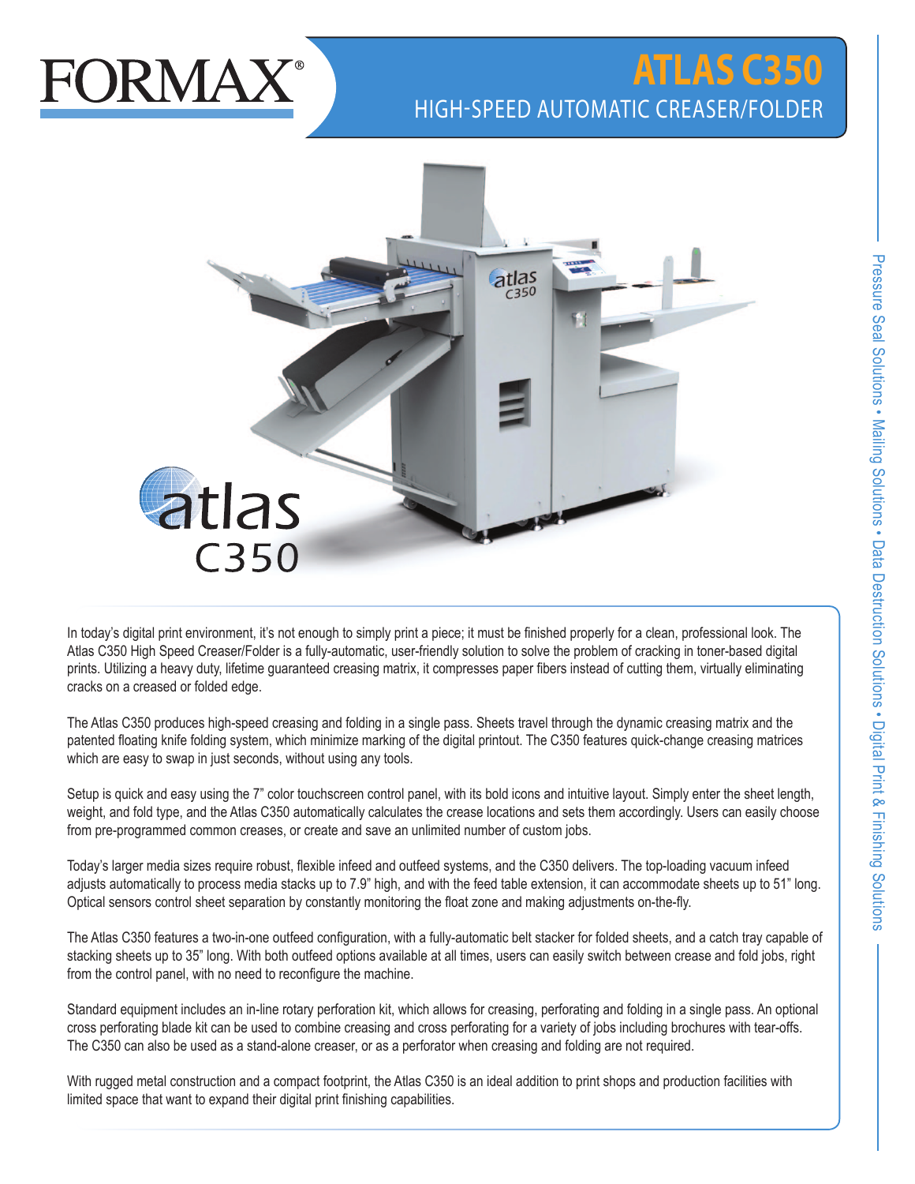FORMAX®

# ATLAS C350

## HIGH-SPEED AUTOMATIC CREASER/FOLDER

In today's digital print environment, it's not enough to simply print a piece; it must be finished properly for a clean, professional look. The Atlas C350 High Speed Creaser/Folder is a fully-automatic, user-friendly solution to solve the problem of cracking in toner-based digital prints. Utilizing a heavy duty, lifetime guaranteed creasing matrix, it compresses paper fibers instead of cutting them, virtually eliminating cracks on a creased or folded edge.

The Atlas C350 produces high-speed creasing and folding in a single pass. Sheets travel through the dynamic creasing matrix and the patented floating knife folding system, which minimize marking of the digital printout. The C350 features quick-change creasing matrices which are easy to swap in just seconds, without using any tools.

Setup is quick and easy using the 7" color touchscreen control panel, with its bold icons and intuitive layout. Simply enter the sheet length, weight, and fold type, and the Atlas C350 automatically calculates the crease locations and sets them accordingly. Users can easily choose from pre-programmed common creases, or create and save an unlimited number of custom jobs.

Today's larger media sizes require robust, flexible infeed and outfeed systems, and the C350 delivers. The top-loading vacuum infeed adjusts automatically to process media stacks up to 7.9" high, and with the feed table extension, it can accommodate sheets up to 51" long. Optical sensors control sheet separation by constantly monitoring the float zone and making adjustments on-the-fly.

The Atlas C350 features a two-in-one outfeed configuration, with a fully-automatic belt stacker for folded sheets, and a catch tray capable of stacking sheets up to 35" long. With both outfeed options available at all times, users can easily switch between crease and fold jobs, right from the control panel, with no need to reconfigure the machine.

Standard equipment includes an in-line rotary perforation kit, which allows for creasing, perforating and folding in a single pass. An optional cross perforating blade kit can be used to combine creasing and cross perforating for a variety of jobs including brochures with tear-offs. The C350 can also be used as a stand-alone creaser, or as a perforator when creasing and folding are not required.

With rugged metal construction and a compact footprint, the Atlas C350 is an ideal addition to print shops and production facilities with limited space that want to expand their digital print finishing capabilities.

Pressure Seal Solutions • Mailing Solutions • Data Destruction Solutions • Digital Print & Finishing Solutions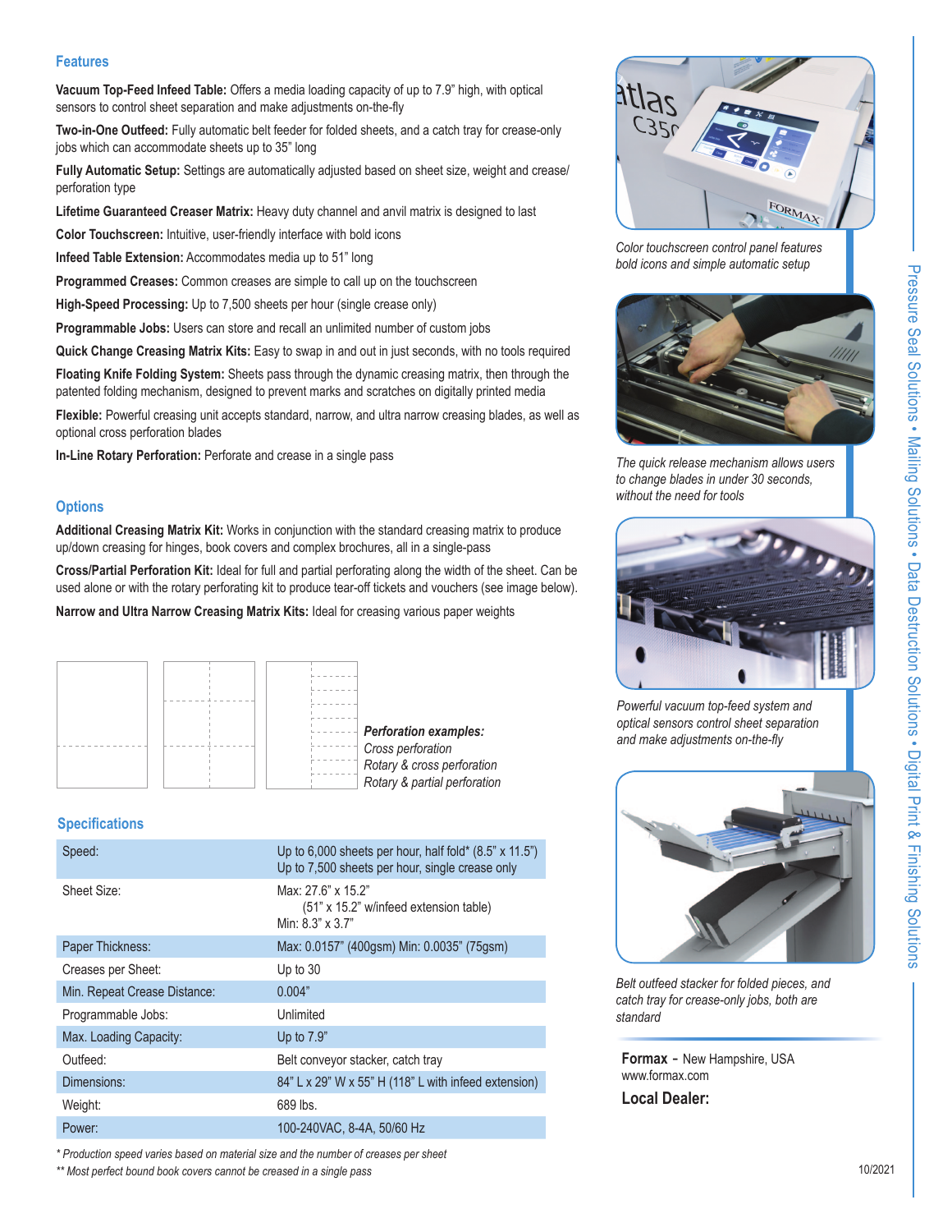## Features

**Vacuum Top-Feed Infeed Table:** Offers a media loading capacity of up to 7.9" high, with optical sensors to control sheet separation and make adjustments on-the-fly

**Two-in-One Outfeed:** Fully automatic belt feeder for folded sheets, and a catch tray for crease-only jobs which can accommodate sheets up to 35" long

**Fully Automatic Setup:** Settings are automatically adjusted based on sheet size, weight and crease/ perforation type

**Lifetime Guaranteed Creaser Matrix:** Heavy duty channel and anvil matrix is designed to last

**Color Touchscreen:** Intuitive, user-friendly interface with bold icons

**Infeed Table Extension:** Accommodates media up to 51" long

**Programmed Creases:** Common creases are simple to call up on the touchscreen

**High-Speed Processing:** Up to 7,500 sheets per hour (single crease only)

**Programmable Jobs:** Users can store and recall an unlimited number of custom jobs

**Quick Change Creasing Matrix Kits:** Easy to swap in and out in just seconds, with no tools required

**Floating Knife Folding System:** Sheets pass through the dynamic creasing matrix, then through the patented folding mechanism, designed to prevent marks and scratches on digitally printed media

**Flexible:** Powerful creasing unit accepts standard, narrow, and ultra narrow creasing blades, as well as optional cross perforation blades

**In-Line Rotary Perforation:** Perforate and crease in a single pass

## Options

**Additional Creasing Matrix Kit:** Works in conjunction with the standard creasing matrix to produce up/down creasing for hinges, book covers and complex brochures, all in a single-pass

**Cross/Partial Perforation Kit:** Ideal for full and partial perforating along the width of the sheet. Can be used alone or with the rotary perforating kit to produce tear-off tickets and vouchers (see image below).

**Narrow and Ultra Narrow Creasing Matrix Kits:** Ideal for creasing various paper weights

***Perforation examples:***
*Cross perforation*
*Rotary & cross perforation*
*Rotary & partial perforation*

## Specifications

| | |
|---|---|
| Speed: | Up to 6,000 sheets per hour, half fold* (8.5" x 11.5")<br>Up to 7,500 sheets per hour, single crease only |
| Sheet Size: | Max: 27.6" x 15.2"<br>(51" x 15.2" w/infeed extension table)<br>Min: 8.3" x 3.7" |
| Paper Thickness: | Max: 0.0157" (400gsm) Min: 0.0035" (75gsm) |
| Creases per Sheet: | Up to 30 |
| Min. Repeat Crease Distance: | 0.004" |
| Programmable Jobs: | Unlimited |
| Max. Loading Capacity: | Up to 7.9" |
| Outfeed: | Belt conveyor stacker, catch tray |
| Dimensions: | 84" L x 29" W x 55" H (118" L with infeed extension) |
| Weight: | 689 lbs. |
| Power: | 100-240VAC, 8-4A, 50/60 Hz |

*\* Production speed varies based on material size and the number of creases per sheet*
*\*\* Most perfect bound book covers cannot be creased in a single pass*

*Color touchscreen control panel features bold icons and simple automatic setup*

*The quick release mechanism allows users to change blades in under 30 seconds, without the need for tools*

*Powerful vacuum top-feed system and optical sensors control sheet separation and make adjustments on-the-fly*

*Belt outfeed stacker for folded pieces, and catch tray for crease-only jobs, both are standard*

**Formax** - New Hampshire, USA
www.formax.com

**Local Dealer:**

Pressure Seal Solutions • Mailing Solutions • Data Destruction Solutions • Digital Print & Finishing Solutions

10/2021